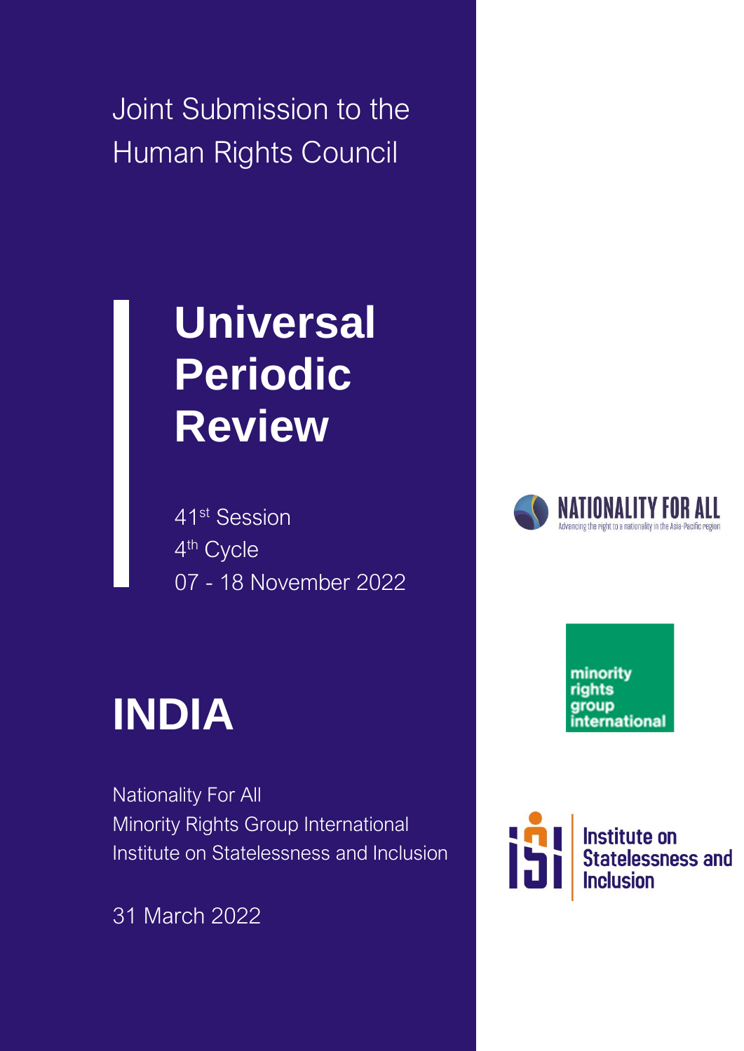Joint Submission to the Human Rights Council

# Universal Periodic Review

41st Session
4th Cycle
07 - 18 November 2022

# INDIA

Nationality For All
Minority Rights Group International
Institute on Statelessness and Inclusion

31 March 2022

NATIONALITY FOR ALL
Advancing the right to a nationality in the Asia-Pacific region

minority rights group international

Institute on Statelessness and Inclusion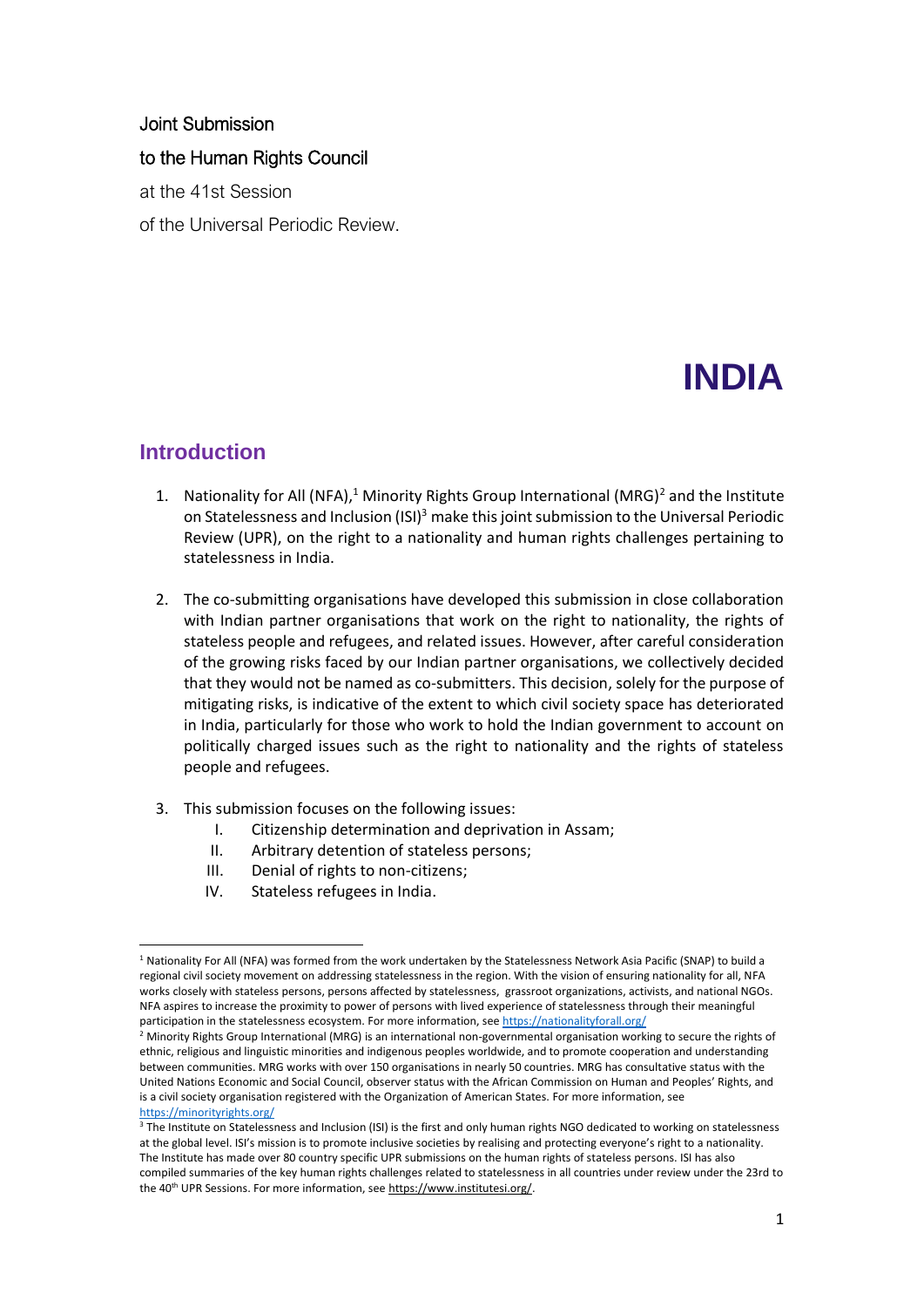Joint Submission

to the Human Rights Council

at the 41st Session

of the Universal Periodic Review.

# INDIA

## Introduction

1. Nationality for All (NFA),[1] Minority Rights Group International (MRG)[2] and the Institute on Statelessness and Inclusion (ISI)[3] make this joint submission to the Universal Periodic Review (UPR), on the right to a nationality and human rights challenges pertaining to statelessness in India.

2. The co-submitting organisations have developed this submission in close collaboration with Indian partner organisations that work on the right to nationality, the rights of stateless people and refugees, and related issues. However, after careful consideration of the growing risks faced by our Indian partner organisations, we collectively decided that they would not be named as co-submitters. This decision, solely for the purpose of mitigating risks, is indicative of the extent to which civil society space has deteriorated in India, particularly for those who work to hold the Indian government to account on politically charged issues such as the right to nationality and the rights of stateless people and refugees.

3. This submission focuses on the following issues:
   I. Citizenship determination and deprivation in Assam;
   II. Arbitrary detention of stateless persons;
   III. Denial of rights to non-citizens;
   IV. Stateless refugees in India.

---

[1] Nationality For All (NFA) was formed from the work undertaken by the Statelessness Network Asia Pacific (SNAP) to build a regional civil society movement on addressing statelessness in the region. With the vision of ensuring nationality for all, NFA works closely with stateless persons, persons affected by statelessness, grassroot organizations, activists, and national NGOs. NFA aspires to increase the proximity to power of persons with lived experience of statelessness through their meaningful participation in the statelessness ecosystem. For more information, see https://nationalityforall.org/

[2] Minority Rights Group International (MRG) is an international non-governmental organisation working to secure the rights of ethnic, religious and linguistic minorities and indigenous peoples worldwide, and to promote cooperation and understanding between communities. MRG works with over 150 organisations in nearly 50 countries. MRG has consultative status with the United Nations Economic and Social Council, observer status with the African Commission on Human and Peoples' Rights, and is a civil society organisation registered with the Organization of American States. For more information, see https://minorityrights.org/

[3] The Institute on Statelessness and Inclusion (ISI) is the first and only human rights NGO dedicated to working on statelessness at the global level. ISI's mission is to promote inclusive societies by realising and protecting everyone's right to a nationality. The Institute has made over 80 country specific UPR submissions on the human rights of stateless persons. ISI has also compiled summaries of the key human rights challenges related to statelessness in all countries under review under the 23rd to the 40th UPR Sessions. For more information, see https://www.institutesi.org/.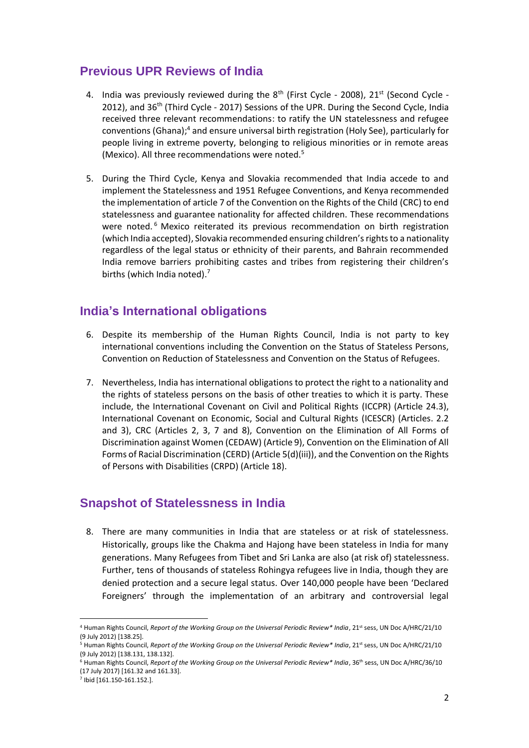## Previous UPR Reviews of India

4. India was previously reviewed during the 8th (First Cycle - 2008), 21st (Second Cycle - 2012), and 36th (Third Cycle - 2017) Sessions of the UPR. During the Second Cycle, India received three relevant recommendations: to ratify the UN statelessness and refugee conventions (Ghana);[4] and ensure universal birth registration (Holy See), particularly for people living in extreme poverty, belonging to religious minorities or in remote areas (Mexico). All three recommendations were noted.[5]

5. During the Third Cycle, Kenya and Slovakia recommended that India accede to and implement the Statelessness and 1951 Refugee Conventions, and Kenya recommended the implementation of article 7 of the Convention on the Rights of the Child (CRC) to end statelessness and guarantee nationality for affected children. These recommendations were noted.[6] Mexico reiterated its previous recommendation on birth registration (which India accepted), Slovakia recommended ensuring children's rights to a nationality regardless of the legal status or ethnicity of their parents, and Bahrain recommended India remove barriers prohibiting castes and tribes from registering their children's births (which India noted).[7]

## India's International obligations

6. Despite its membership of the Human Rights Council, India is not party to key international conventions including the Convention on the Status of Stateless Persons, Convention on Reduction of Statelessness and Convention on the Status of Refugees.

7. Nevertheless, India has international obligations to protect the right to a nationality and the rights of stateless persons on the basis of other treaties to which it is party. These include, the International Covenant on Civil and Political Rights (ICCPR) (Article 24.3), International Covenant on Economic, Social and Cultural Rights (ICESCR) (Articles. 2.2 and 3), CRC (Articles 2, 3, 7 and 8), Convention on the Elimination of All Forms of Discrimination against Women (CEDAW) (Article 9), Convention on the Elimination of All Forms of Racial Discrimination (CERD) (Article 5(d)(iii)), and the Convention on the Rights of Persons with Disabilities (CRPD) (Article 18).

## Snapshot of Statelessness in India

8. There are many communities in India that are stateless or at risk of statelessness. Historically, groups like the Chakma and Hajong have been stateless in India for many generations. Many Refugees from Tibet and Sri Lanka are also (at risk of) statelessness. Further, tens of thousands of stateless Rohingya refugees live in India, though they are denied protection and a secure legal status. Over 140,000 people have been 'Declared Foreigners' through the implementation of an arbitrary and controversial legal

---

[4] Human Rights Council, *Report of the Working Group on the Universal Periodic Review\* India*, 21st sess, UN Doc A/HRC/21/10 (9 July 2012) [138.25].

[5] Human Rights Council, *Report of the Working Group on the Universal Periodic Review\* India*, 21st sess, UN Doc A/HRC/21/10 (9 July 2012) [138.131, 138.132].

[6] Human Rights Council, *Report of the Working Group on the Universal Periodic Review\* India*, 36th sess, UN Doc A/HRC/36/10 (17 July 2017) [161.32 and 161.33].

[7] Ibid [161.150-161.152.].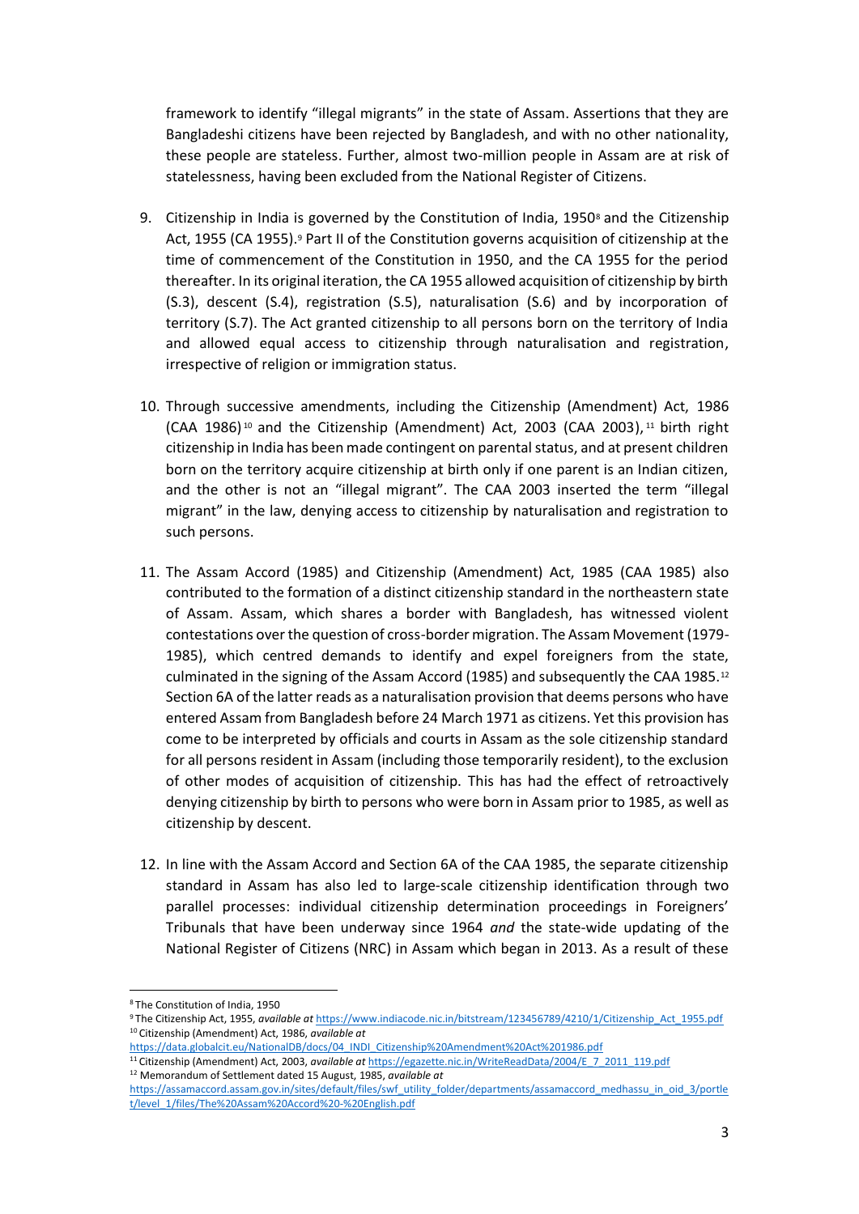framework to identify "illegal migrants" in the state of Assam. Assertions that they are Bangladeshi citizens have been rejected by Bangladesh, and with no other nationality, these people are stateless. Further, almost two-million people in Assam are at risk of statelessness, having been excluded from the National Register of Citizens.

9. Citizenship in India is governed by the Constitution of India, 1950[8] and the Citizenship Act, 1955 (CA 1955).[9] Part II of the Constitution governs acquisition of citizenship at the time of commencement of the Constitution in 1950, and the CA 1955 for the period thereafter. In its original iteration, the CA 1955 allowed acquisition of citizenship by birth (S.3), descent (S.4), registration (S.5), naturalisation (S.6) and by incorporation of territory (S.7). The Act granted citizenship to all persons born on the territory of India and allowed equal access to citizenship through naturalisation and registration, irrespective of religion or immigration status.

10. Through successive amendments, including the Citizenship (Amendment) Act, 1986 (CAA 1986)[10] and the Citizenship (Amendment) Act, 2003 (CAA 2003),[11] birth right citizenship in India has been made contingent on parental status, and at present children born on the territory acquire citizenship at birth only if one parent is an Indian citizen, and the other is not an "illegal migrant". The CAA 2003 inserted the term "illegal migrant" in the law, denying access to citizenship by naturalisation and registration to such persons.

11. The Assam Accord (1985) and Citizenship (Amendment) Act, 1985 (CAA 1985) also contributed to the formation of a distinct citizenship standard in the northeastern state of Assam. Assam, which shares a border with Bangladesh, has witnessed violent contestations over the question of cross-border migration. The Assam Movement (1979-1985), which centred demands to identify and expel foreigners from the state, culminated in the signing of the Assam Accord (1985) and subsequently the CAA 1985.[12] Section 6A of the latter reads as a naturalisation provision that deems persons who have entered Assam from Bangladesh before 24 March 1971 as citizens. Yet this provision has come to be interpreted by officials and courts in Assam as the sole citizenship standard for all persons resident in Assam (including those temporarily resident), to the exclusion of other modes of acquisition of citizenship. This has had the effect of retroactively denying citizenship by birth to persons who were born in Assam prior to 1985, as well as citizenship by descent.

12. In line with the Assam Accord and Section 6A of the CAA 1985, the separate citizenship standard in Assam has also led to large-scale citizenship identification through two parallel processes: individual citizenship determination proceedings in Foreigners' Tribunals that have been underway since 1964 *and* the state-wide updating of the National Register of Citizens (NRC) in Assam which began in 2013. As a result of these

---

[8] The Constitution of India, 1950

[9] The Citizenship Act, 1955, *available at* https://www.indiacode.nic.in/bitstream/123456789/4210/1/Citizenship_Act_1955.pdf

[10] Citizenship (Amendment) Act, 1986, *available at* https://data.globalcit.eu/NationalDB/docs/04_INDI_Citizenship%20Amendment%20Act%201986.pdf

[11] Citizenship (Amendment) Act, 2003, *available at* https://egazette.nic.in/WriteReadData/2004/E_7_2011_119.pdf

[12] Memorandum of Settlement dated 15 August, 1985, *available at* https://assamaccord.assam.gov.in/sites/default/files/swf_utility_folder/departments/assamaccord_medhassu_in_oid_3/portlet/level_1/files/The%20Assam%20Accord%20-%20English.pdf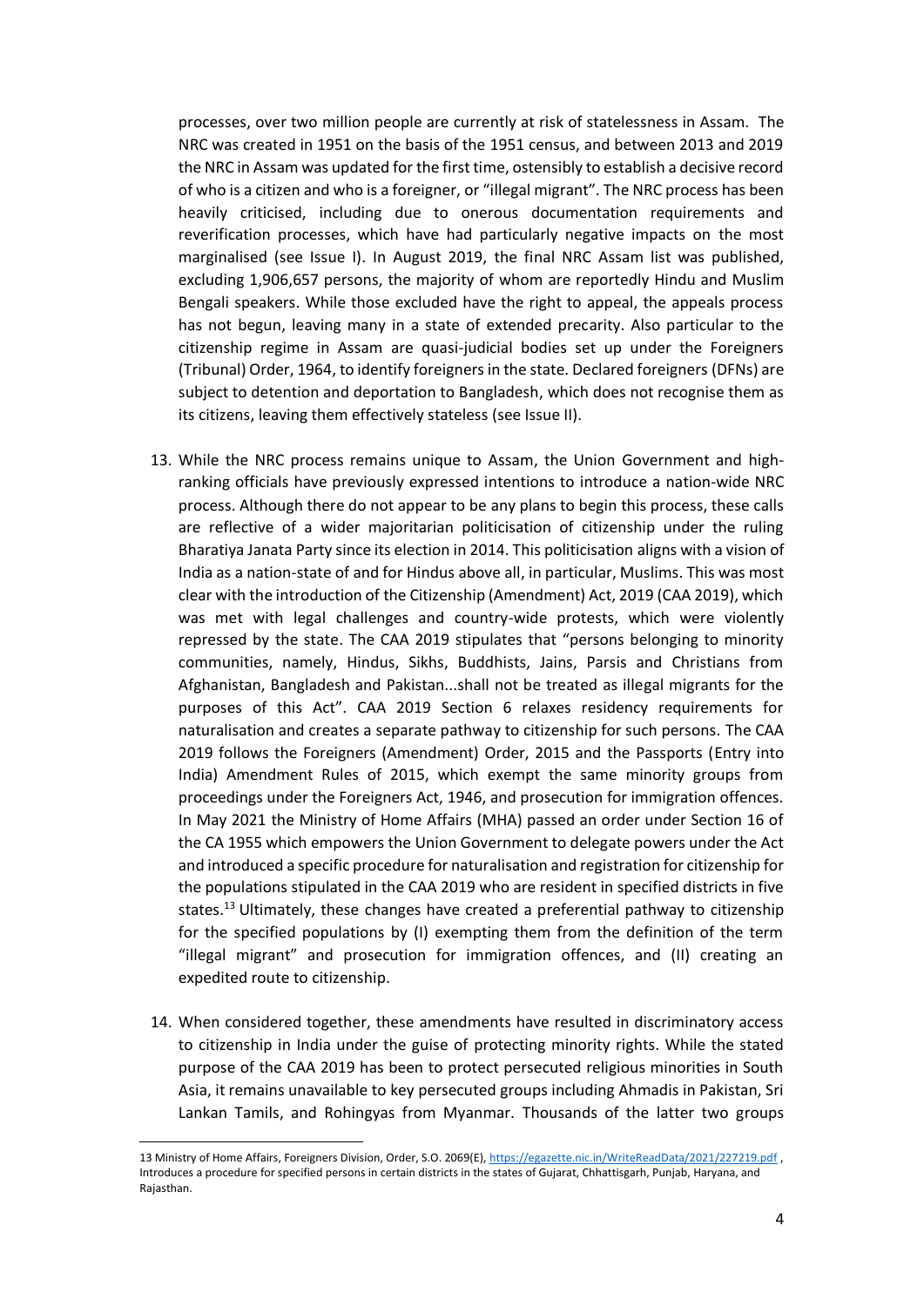processes, over two million people are currently at risk of statelessness in Assam. The NRC was created in 1951 on the basis of the 1951 census, and between 2013 and 2019 the NRC in Assam was updated for the first time, ostensibly to establish a decisive record of who is a citizen and who is a foreigner, or "illegal migrant". The NRC process has been heavily criticised, including due to onerous documentation requirements and reverification processes, which have had particularly negative impacts on the most marginalised (see Issue I). In August 2019, the final NRC Assam list was published, excluding 1,906,657 persons, the majority of whom are reportedly Hindu and Muslim Bengali speakers. While those excluded have the right to appeal, the appeals process has not begun, leaving many in a state of extended precarity. Also particular to the citizenship regime in Assam are quasi-judicial bodies set up under the Foreigners (Tribunal) Order, 1964, to identify foreigners in the state. Declared foreigners (DFNs) are subject to detention and deportation to Bangladesh, which does not recognise them as its citizens, leaving them effectively stateless (see Issue II).

13. While the NRC process remains unique to Assam, the Union Government and high-ranking officials have previously expressed intentions to introduce a nation-wide NRC process. Although there do not appear to be any plans to begin this process, these calls are reflective of a wider majoritarian politicisation of citizenship under the ruling Bharatiya Janata Party since its election in 2014. This politicisation aligns with a vision of India as a nation-state of and for Hindus above all, in particular, Muslims. This was most clear with the introduction of the Citizenship (Amendment) Act, 2019 (CAA 2019), which was met with legal challenges and country-wide protests, which were violently repressed by the state. The CAA 2019 stipulates that "persons belonging to minority communities, namely, Hindus, Sikhs, Buddhists, Jains, Parsis and Christians from Afghanistan, Bangladesh and Pakistan...shall not be treated as illegal migrants for the purposes of this Act". CAA 2019 Section 6 relaxes residency requirements for naturalisation and creates a separate pathway to citizenship for such persons. The CAA 2019 follows the Foreigners (Amendment) Order, 2015 and the Passports (Entry into India) Amendment Rules of 2015, which exempt the same minority groups from proceedings under the Foreigners Act, 1946, and prosecution for immigration offences. In May 2021 the Ministry of Home Affairs (MHA) passed an order under Section 16 of the CA 1955 which empowers the Union Government to delegate powers under the Act and introduced a specific procedure for naturalisation and registration for citizenship for the populations stipulated in the CAA 2019 who are resident in specified districts in five states.[13] Ultimately, these changes have created a preferential pathway to citizenship for the specified populations by (I) exempting them from the definition of the term "illegal migrant" and prosecution for immigration offences, and (II) creating an expedited route to citizenship.

14. When considered together, these amendments have resulted in discriminatory access to citizenship in India under the guise of protecting minority rights. While the stated purpose of the CAA 2019 has been to protect persecuted religious minorities in South Asia, it remains unavailable to key persecuted groups including Ahmadis in Pakistan, Sri Lankan Tamils, and Rohingyas from Myanmar. Thousands of the latter two groups

---

13 Ministry of Home Affairs, Foreigners Division, Order, S.O. 2069(E), https://egazette.nic.in/WriteReadData/2021/227219.pdf , Introduces a procedure for specified persons in certain districts in the states of Gujarat, Chhattisgarh, Punjab, Haryana, and Rajasthan.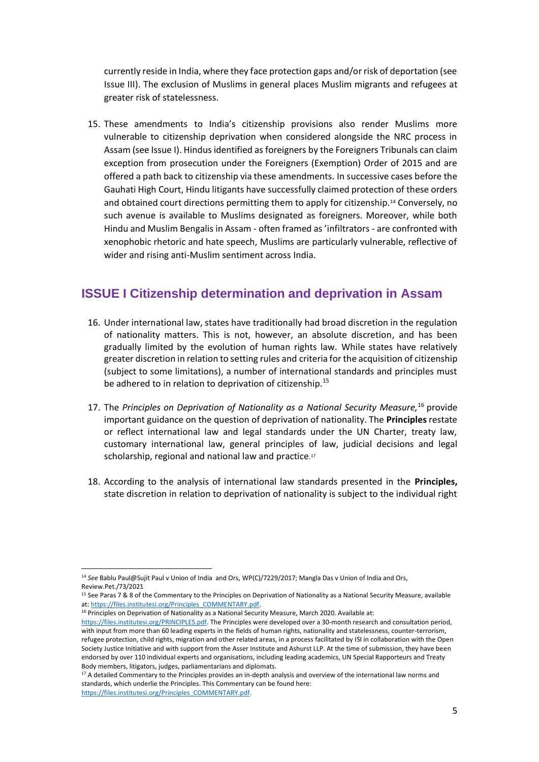currently reside in India, where they face protection gaps and/or risk of deportation (see Issue III). The exclusion of Muslims in general places Muslim migrants and refugees at greater risk of statelessness.

15. These amendments to India's citizenship provisions also render Muslims more vulnerable to citizenship deprivation when considered alongside the NRC process in Assam (see Issue I). Hindus identified as foreigners by the Foreigners Tribunals can claim exception from prosecution under the Foreigners (Exemption) Order of 2015 and are offered a path back to citizenship via these amendments. In successive cases before the Gauhati High Court, Hindu litigants have successfully claimed protection of these orders and obtained court directions permitting them to apply for citizenship.[14] Conversely, no such avenue is available to Muslims designated as foreigners. Moreover, while both Hindu and Muslim Bengalis in Assam - often framed as 'infiltrators - are confronted with xenophobic rhetoric and hate speech, Muslims are particularly vulnerable, reflective of wider and rising anti-Muslim sentiment across India.

## ISSUE I Citizenship determination and deprivation in Assam

16. Under international law, states have traditionally had broad discretion in the regulation of nationality matters. This is not, however, an absolute discretion, and has been gradually limited by the evolution of human rights law. While states have relatively greater discretion in relation to setting rules and criteria for the acquisition of citizenship (subject to some limitations), a number of international standards and principles must be adhered to in relation to deprivation of citizenship.[15]

17. The *Principles on Deprivation of Nationality as a National Security Measure,*[16] provide important guidance on the question of deprivation of nationality. The **Principles** restate or reflect international law and legal standards under the UN Charter, treaty law, customary international law, general principles of law, judicial decisions and legal scholarship, regional and national law and practice.[17]

18. According to the analysis of international law standards presented in the **Principles,** state discretion in relation to deprivation of nationality is subject to the individual right

---

[14] *See* Bablu Paul@Sujit Paul v Union of India and Ors, WP(C)/7229/2017; Mangla Das v Union of India and Ors, Review.Pet./73/2021

[15] See Paras 7 & 8 of the Commentary to the Principles on Deprivation of Nationality as a National Security Measure, available at: https://files.institutesi.org/Principles_COMMENTARY.pdf.

[16] Principles on Deprivation of Nationality as a National Security Measure, March 2020. Available at: https://files.institutesi.org/PRINCIPLES.pdf. The Principles were developed over a 30-month research and consultation period, with input from more than 60 leading experts in the fields of human rights, nationality and statelessness, counter-terrorism, refugee protection, child rights, migration and other related areas, in a process facilitated by ISI in collaboration with the Open Society Justice Initiative and with support from the Asser Institute and Ashurst LLP. At the time of submission, they have been endorsed by over 110 individual experts and organisations, including leading academics, UN Special Rapporteurs and Treaty Body members, litigators, judges, parliamentarians and diplomats.

[17] A detailed Commentary to the Principles provides an in-depth analysis and overview of the international law norms and standards, which underlie the Principles. This Commentary can be found here: https://files.institutesi.org/Principles_COMMENTARY.pdf.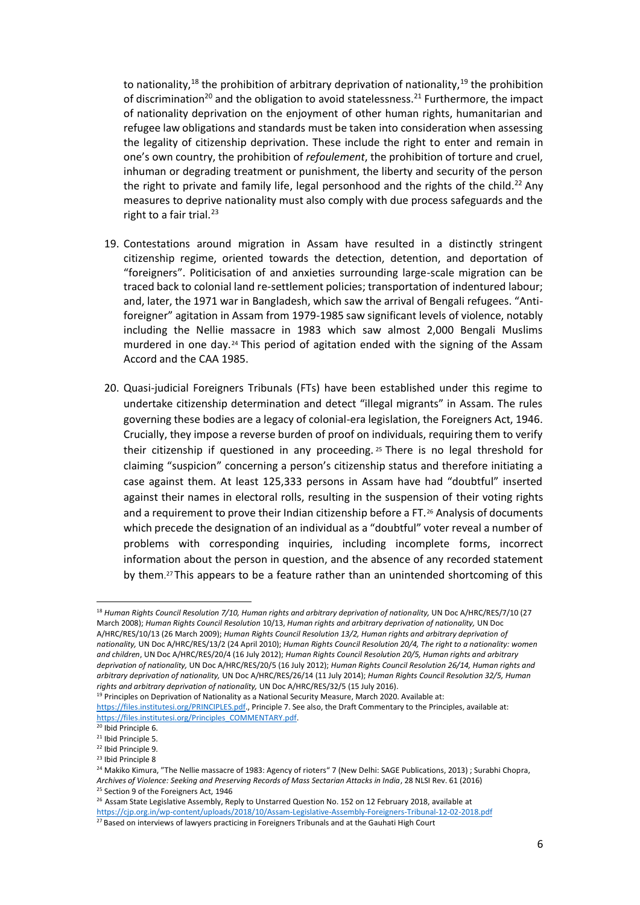to nationality,[18] the prohibition of arbitrary deprivation of nationality,[19] the prohibition of discrimination[20] and the obligation to avoid statelessness.[21] Furthermore, the impact of nationality deprivation on the enjoyment of other human rights, humanitarian and refugee law obligations and standards must be taken into consideration when assessing the legality of citizenship deprivation. These include the right to enter and remain in one's own country, the prohibition of *refoulement*, the prohibition of torture and cruel, inhuman or degrading treatment or punishment, the liberty and security of the person the right to private and family life, legal personhood and the rights of the child.[22] Any measures to deprive nationality must also comply with due process safeguards and the right to a fair trial.[23]

19. Contestations around migration in Assam have resulted in a distinctly stringent citizenship regime, oriented towards the detection, detention, and deportation of "foreigners". Politicisation of and anxieties surrounding large-scale migration can be traced back to colonial land re-settlement policies; transportation of indentured labour; and, later, the 1971 war in Bangladesh, which saw the arrival of Bengali refugees. "Anti-foreigner" agitation in Assam from 1979-1985 saw significant levels of violence, notably including the Nellie massacre in 1983 which saw almost 2,000 Bengali Muslims murdered in one day.[24] This period of agitation ended with the signing of the Assam Accord and the CAA 1985.

20. Quasi-judicial Foreigners Tribunals (FTs) have been established under this regime to undertake citizenship determination and detect "illegal migrants" in Assam. The rules governing these bodies are a legacy of colonial-era legislation, the Foreigners Act, 1946. Crucially, they impose a reverse burden of proof on individuals, requiring them to verify their citizenship if questioned in any proceeding.[25] There is no legal threshold for claiming "suspicion" concerning a person's citizenship status and therefore initiating a case against them. At least 125,333 persons in Assam have had "doubtful" inserted against their names in electoral rolls, resulting in the suspension of their voting rights and a requirement to prove their Indian citizenship before a FT.[26] Analysis of documents which precede the designation of an individual as a "doubtful" voter reveal a number of problems with corresponding inquiries, including incomplete forms, incorrect information about the person in question, and the absence of any recorded statement by them.[27] This appears to be a feature rather than an unintended shortcoming of this

---

[18] *Human Rights Council Resolution 7/10, Human rights and arbitrary deprivation of nationality,* UN Doc A/HRC/RES/7/10 (27 March 2008); *Human Rights Council Resolution* 10/13, *Human rights and arbitrary deprivation of nationality,* UN Doc A/HRC/RES/10/13 (26 March 2009); *Human Rights Council Resolution 13/2, Human rights and arbitrary deprivation of nationality,* UN Doc A/HRC/RES/13/2 (24 April 2010); *Human Rights Council Resolution 20/4, The right to a nationality: women and children*, UN Doc A/HRC/RES/20/4 (16 July 2012); *Human Rights Council Resolution 20/5, Human rights and arbitrary deprivation of nationality,* UN Doc A/HRC/RES/20/5 (16 July 2012); *Human Rights Council Resolution 26/14, Human rights and arbitrary deprivation of nationality,* UN Doc A/HRC/RES/26/14 (11 July 2014); *Human Rights Council Resolution 32/5, Human rights and arbitrary deprivation of nationality,* UN Doc A/HRC/RES/32/5 (15 July 2016).

[19] Principles on Deprivation of Nationality as a National Security Measure, March 2020. Available at: https://files.institutesi.org/PRINCIPLES.pdf., Principle 7. See also, the Draft Commentary to the Principles, available at: https://files.institutesi.org/Principles_COMMENTARY.pdf.

[20] Ibid Principle 6.

[21] Ibid Principle 5.

[22] Ibid Principle 9.

[23] Ibid Principle 8

[24] Makiko Kimura, "The Nellie massacre of 1983: Agency of rioters" 7 (New Delhi: SAGE Publications, 2013) ; Surabhi Chopra, *Archives of Violence: Seeking and Preserving Records of Mass Sectarian Attacks in India*, 28 NLSI Rev. 61 (2016)

[25] Section 9 of the Foreigners Act, 1946

[26] Assam State Legislative Assembly, Reply to Unstarred Question No. 152 on 12 February 2018, available at https://cjp.org.in/wp-content/uploads/2018/10/Assam-Legislative-Assembly-Foreigners-Tribunal-12-02-2018.pdf

[27] Based on interviews of lawyers practicing in Foreigners Tribunals and at the Gauhati High Court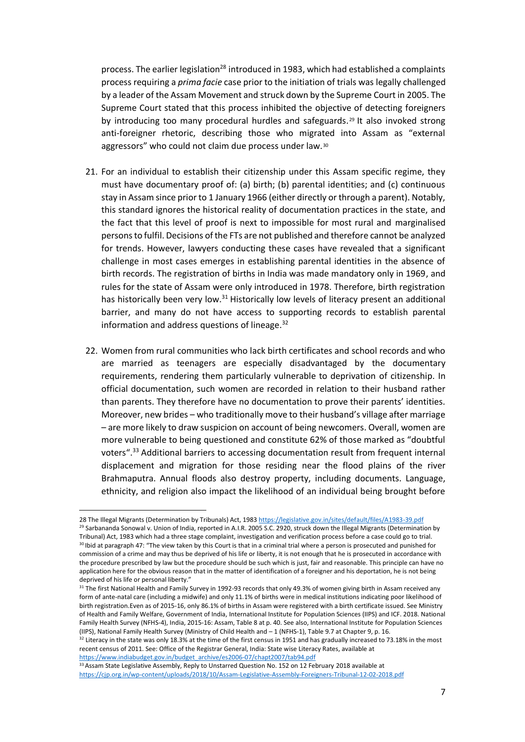process. The earlier legislation[28] introduced in 1983, which had established a complaints process requiring a *prima facie* case prior to the initiation of trials was legally challenged by a leader of the Assam Movement and struck down by the Supreme Court in 2005. The Supreme Court stated that this process inhibited the objective of detecting foreigners by introducing too many procedural hurdles and safeguards.[29] It also invoked strong anti-foreigner rhetoric, describing those who migrated into Assam as "external aggressors" who could not claim due process under law.[30]

21. For an individual to establish their citizenship under this Assam specific regime, they must have documentary proof of: (a) birth; (b) parental identities; and (c) continuous stay in Assam since prior to 1 January 1966 (either directly or through a parent). Notably, this standard ignores the historical reality of documentation practices in the state, and the fact that this level of proof is next to impossible for most rural and marginalised persons to fulfil. Decisions of the FTs are not published and therefore cannot be analyzed for trends. However, lawyers conducting these cases have revealed that a significant challenge in most cases emerges in establishing parental identities in the absence of birth records. The registration of births in India was made mandatory only in 1969, and rules for the state of Assam were only introduced in 1978. Therefore, birth registration has historically been very low.[31] Historically low levels of literacy present an additional barrier, and many do not have access to supporting records to establish parental information and address questions of lineage.[32]

22. Women from rural communities who lack birth certificates and school records and who are married as teenagers are especially disadvantaged by the documentary requirements, rendering them particularly vulnerable to deprivation of citizenship. In official documentation, such women are recorded in relation to their husband rather than parents. They therefore have no documentation to prove their parents' identities. Moreover, new brides – who traditionally move to their husband's village after marriage – are more likely to draw suspicion on account of being newcomers. Overall, women are more vulnerable to being questioned and constitute 62% of those marked as "doubtful voters".[33] Additional barriers to accessing documentation result from frequent internal displacement and migration for those residing near the flood plains of the river Brahmaputra. Annual floods also destroy property, including documents. Language, ethnicity, and religion also impact the likelihood of an individual being brought before

---

28 The Illegal Migrants (Determination by Tribunals) Act, 1983 https://legislative.gov.in/sites/default/files/A1983-39.pdf

29 Sarbananda Sonowal v. Union of India, reported in A.I.R. 2005 S.C. 2920, struck down the Illegal Migrants (Determination by Tribunal) Act, 1983 which had a three stage complaint, investigation and verification process before a case could go to trial.

30 Ibid at paragraph 47: "The view taken by this Court is that in a criminal trial where a person is prosecuted and punished for commission of a crime and may thus be deprived of his life or liberty, it is not enough that he is prosecuted in accordance with the procedure prescribed by law but the procedure should be such which is just, fair and reasonable. This principle can have no application here for the obvious reason that in the matter of identification of a foreigner and his deportation, he is not being deprived of his life or personal liberty."

31 The first National Health and Family Survey in 1992-93 records that only 49.3% of women giving birth in Assam received any form of ante-natal care (including a midwife) and only 11.1% of births were in medical institutions indicating poor likelihood of birth registration.Even as of 2015-16, only 86.1% of births in Assam were registered with a birth certificate issued. See Ministry of Health and Family Welfare, Government of India, International Institute for Population Sciences (IIPS) and ICF. 2018. National Family Health Survey (NFHS-4), India, 2015-16: Assam, Table 8 at p. 40. See also, International Institute for Population Sciences (IIPS), National Family Health Survey (Ministry of Child Health and – 1 (NFHS-1), Table 9.7 at Chapter 9, p. 16.

32 Literacy in the state was only 18.3% at the time of the first census in 1951 and has gradually increased to 73.18% in the most recent census of 2011. See: Office of the Registrar General, India: State wise Literacy Rates, available at https://www.indiabudget.gov.in/budget_archive/es2006-07/chapt2007/tab94.pdf

33 Assam State Legislative Assembly, Reply to Unstarred Question No. 152 on 12 February 2018 available at https://cjp.org.in/wp-content/uploads/2018/10/Assam-Legislative-Assembly-Foreigners-Tribunal-12-02-2018.pdf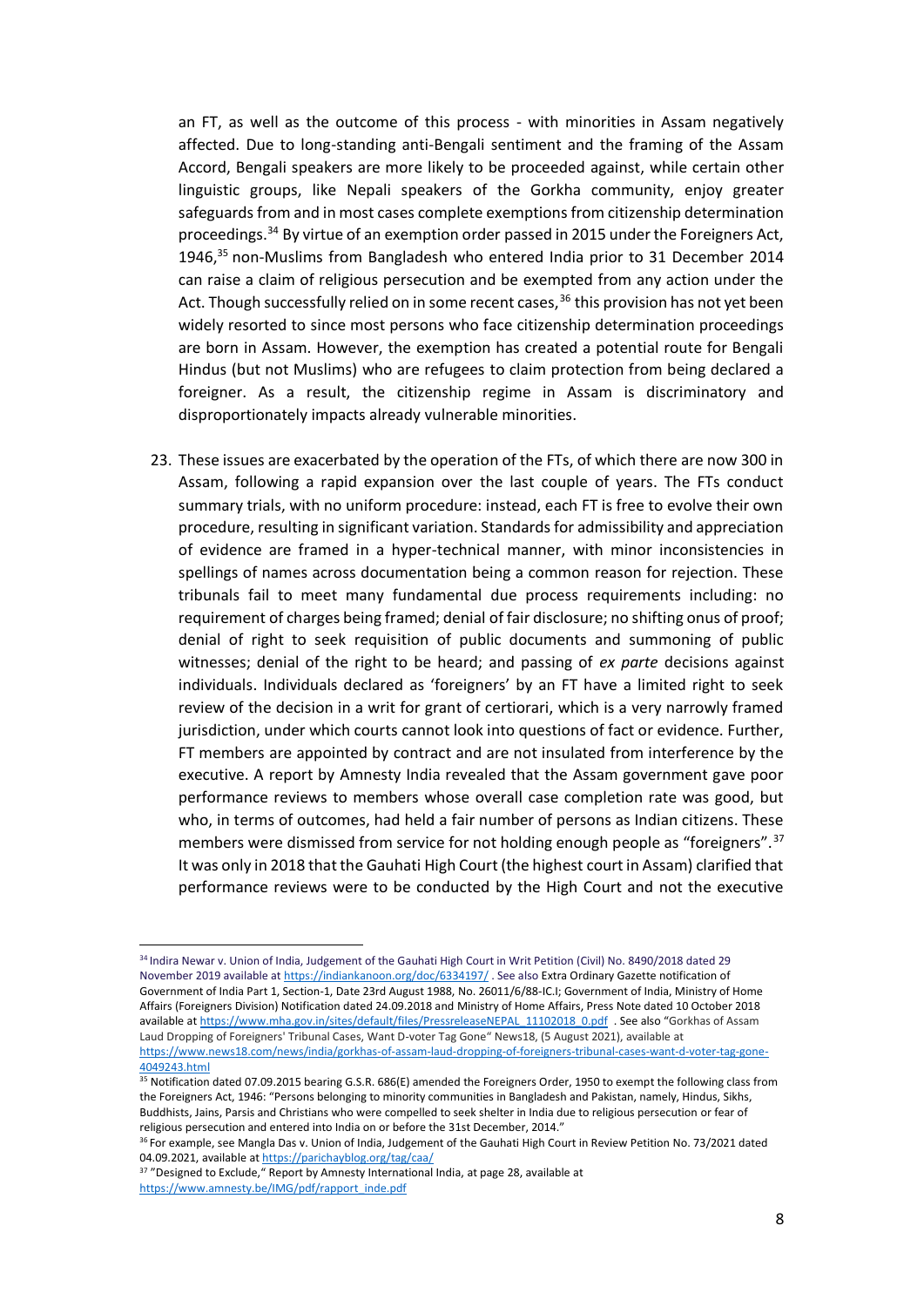an FT, as well as the outcome of this process - with minorities in Assam negatively affected. Due to long-standing anti-Bengali sentiment and the framing of the Assam Accord, Bengali speakers are more likely to be proceeded against, while certain other linguistic groups, like Nepali speakers of the Gorkha community, enjoy greater safeguards from and in most cases complete exemptions from citizenship determination proceedings.[34] By virtue of an exemption order passed in 2015 under the Foreigners Act, 1946,[35] non-Muslims from Bangladesh who entered India prior to 31 December 2014 can raise a claim of religious persecution and be exempted from any action under the Act. Though successfully relied on in some recent cases,[36] this provision has not yet been widely resorted to since most persons who face citizenship determination proceedings are born in Assam. However, the exemption has created a potential route for Bengali Hindus (but not Muslims) who are refugees to claim protection from being declared a foreigner. As a result, the citizenship regime in Assam is discriminatory and disproportionately impacts already vulnerable minorities.

23. These issues are exacerbated by the operation of the FTs, of which there are now 300 in Assam, following a rapid expansion over the last couple of years. The FTs conduct summary trials, with no uniform procedure: instead, each FT is free to evolve their own procedure, resulting in significant variation. Standards for admissibility and appreciation of evidence are framed in a hyper-technical manner, with minor inconsistencies in spellings of names across documentation being a common reason for rejection. These tribunals fail to meet many fundamental due process requirements including: no requirement of charges being framed; denial of fair disclosure; no shifting onus of proof; denial of right to seek requisition of public documents and summoning of public witnesses; denial of the right to be heard; and passing of *ex parte* decisions against individuals. Individuals declared as 'foreigners' by an FT have a limited right to seek review of the decision in a writ for grant of certiorari, which is a very narrowly framed jurisdiction, under which courts cannot look into questions of fact or evidence. Further, FT members are appointed by contract and are not insulated from interference by the executive. A report by Amnesty India revealed that the Assam government gave poor performance reviews to members whose overall case completion rate was good, but who, in terms of outcomes, had held a fair number of persons as Indian citizens. These members were dismissed from service for not holding enough people as "foreigners".[37] It was only in 2018 that the Gauhati High Court (the highest court in Assam) clarified that performance reviews were to be conducted by the High Court and not the executive

---

[34] Indira Newar v. Union of India, Judgement of the Gauhati High Court in Writ Petition (Civil) No. 8490/2018 dated 29 November 2019 available at https://indiankanoon.org/doc/6334197/ . See also Extra Ordinary Gazette notification of Government of India Part 1, Section-1, Date 23rd August 1988, No. 26011/6/88-IC.I; Government of India, Ministry of Home Affairs (Foreigners Division) Notification dated 24.09.2018 and Ministry of Home Affairs, Press Note dated 10 October 2018 available at https://www.mha.gov.in/sites/default/files/PressreleaseNEPAL_11102018_0.pdf . See also "Gorkhas of Assam Laud Dropping of Foreigners' Tribunal Cases, Want D-voter Tag Gone" News18, (5 August 2021), available at https://www.news18.com/news/india/gorkhas-of-assam-laud-dropping-of-foreigners-tribunal-cases-want-d-voter-tag-gone-4049243.html

[35] Notification dated 07.09.2015 bearing G.S.R. 686(E) amended the Foreigners Order, 1950 to exempt the following class from the Foreigners Act, 1946: "Persons belonging to minority communities in Bangladesh and Pakistan, namely, Hindus, Sikhs, Buddhists, Jains, Parsis and Christians who were compelled to seek shelter in India due to religious persecution or fear of religious persecution and entered into India on or before the 31st December, 2014."

[36] For example, see Mangla Das v. Union of India, Judgement of the Gauhati High Court in Review Petition No. 73/2021 dated 04.09.2021, available at https://parichayblog.org/tag/caa/

[37] "Designed to Exclude," Report by Amnesty International India, at page 28, available at https://www.amnesty.be/IMG/pdf/rapport_inde.pdf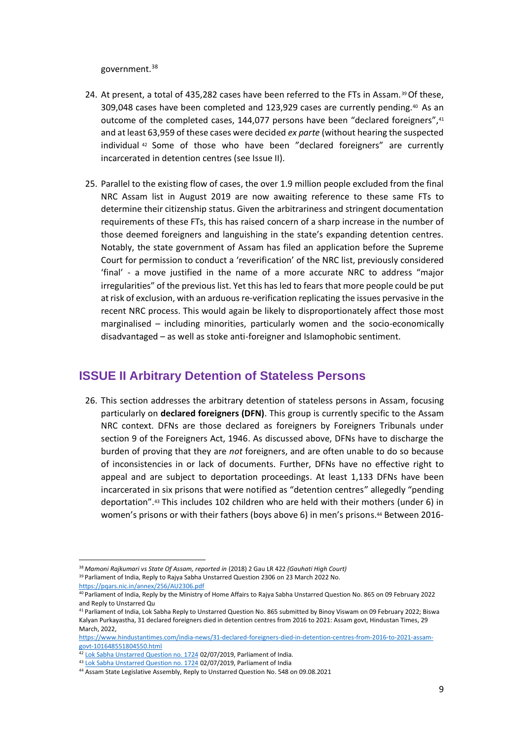government.[38]

24. At present, a total of 435,282 cases have been referred to the FTs in Assam.[39] Of these, 309,048 cases have been completed and 123,929 cases are currently pending.[40] As an outcome of the completed cases, 144,077 persons have been "declared foreigners",[41] and at least 63,959 of these cases were decided *ex parte* (without hearing the suspected individual [42] Some of those who have been "declared foreigners" are currently incarcerated in detention centres (see Issue II).

25. Parallel to the existing flow of cases, the over 1.9 million people excluded from the final NRC Assam list in August 2019 are now awaiting reference to these same FTs to determine their citizenship status. Given the arbitrariness and stringent documentation requirements of these FTs, this has raised concern of a sharp increase in the number of those deemed foreigners and languishing in the state's expanding detention centres. Notably, the state government of Assam has filed an application before the Supreme Court for permission to conduct a 'reverification' of the NRC list, previously considered 'final' - a move justified in the name of a more accurate NRC to address "major irregularities" of the previous list. Yet this has led to fears that more people could be put at risk of exclusion, with an arduous re-verification replicating the issues pervasive in the recent NRC process. This would again be likely to disproportionately affect those most marginalised – including minorities, particularly women and the socio-economically disadvantaged – as well as stoke anti-foreigner and Islamophobic sentiment.

## ISSUE II Arbitrary Detention of Stateless Persons

26. This section addresses the arbitrary detention of stateless persons in Assam, focusing particularly on **declared foreigners (DFN)**. This group is currently specific to the Assam NRC context. DFNs are those declared as foreigners by Foreigners Tribunals under section 9 of the Foreigners Act, 1946. As discussed above, DFNs have to discharge the burden of proving that they are *not* foreigners, and are often unable to do so because of inconsistencies in or lack of documents. Further, DFNs have no effective right to appeal and are subject to deportation proceedings. At least 1,133 DFNs have been incarcerated in six prisons that were notified as "detention centres" allegedly "pending deportation".[43] This includes 102 children who are held with their mothers (under 6) in women's prisons or with their fathers (boys above 6) in men's prisons.[44] Between 2016-

---

[38] *Mamoni Rajkumari vs State Of Assam, reported in* (2018) 2 Gau LR 422 *(Gauhati High Court)*

[39] Parliament of India, Reply to Rajya Sabha Unstarred Question 2306 on 23 March 2022 No. https://pqars.nic.in/annex/256/AU2306.pdf

[40] Parliament of India, Reply by the Ministry of Home Affairs to Rajya Sabha Unstarred Question No. 865 on 09 February 2022 and Reply to Unstarred Qu

[41] Parliament of India, Lok Sabha Reply to Unstarred Question No. 865 submitted by Binoy Viswam on 09 February 2022; Biswa Kalyan Purkayastha, 31 declared foreigners died in detention centres from 2016 to 2021: Assam govt, Hindustan Times, 29 March, 2022, https://www.hindustantimes.com/india-news/31-declared-foreigners-died-in-detention-centres-from-2016-to-2021-assam-govt-101648551804550.html

[42] Lok Sabha Unstarred Question no. 1724 02/07/2019, Parliament of India.

[43] Lok Sabha Unstarred Question no. 1724 02/07/2019, Parliament of India

[44] Assam State Legislative Assembly, Reply to Unstarred Question No. 548 on 09.08.2021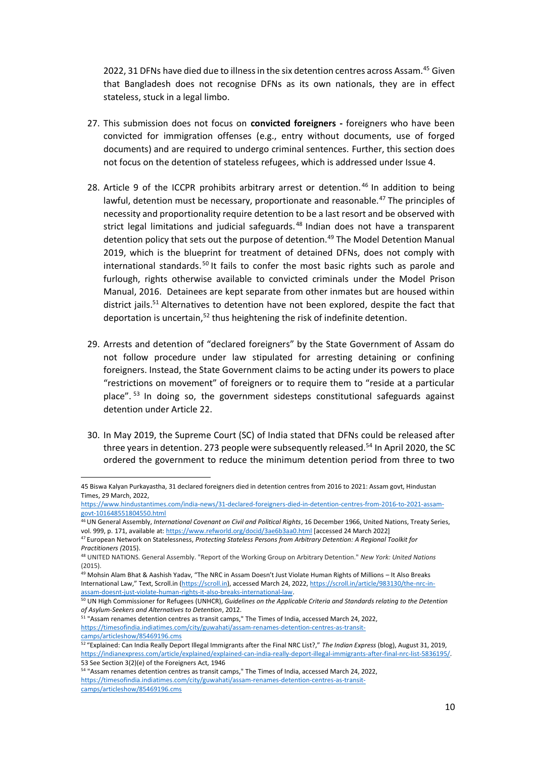2022, 31 DFNs have died due to illness in the six detention centres across Assam.[45] Given that Bangladesh does not recognise DFNs as its own nationals, they are in effect stateless, stuck in a legal limbo.

27. This submission does not focus on **convicted foreigners -** foreigners who have been convicted for immigration offenses (e.g., entry without documents, use of forged documents) and are required to undergo criminal sentences. Further, this section does not focus on the detention of stateless refugees, which is addressed under Issue 4.

28. Article 9 of the ICCPR prohibits arbitrary arrest or detention.[46] In addition to being lawful, detention must be necessary, proportionate and reasonable.[47] The principles of necessity and proportionality require detention to be a last resort and be observed with strict legal limitations and judicial safeguards.[48] Indian does not have a transparent detention policy that sets out the purpose of detention.[49] The Model Detention Manual 2019, which is the blueprint for treatment of detained DFNs, does not comply with international standards.[50] It fails to confer the most basic rights such as parole and furlough, rights otherwise available to convicted criminals under the Model Prison Manual, 2016. Detainees are kept separate from other inmates but are housed within district jails.[51] Alternatives to detention have not been explored, despite the fact that deportation is uncertain,[52] thus heightening the risk of indefinite detention.

29. Arrests and detention of "declared foreigners" by the State Government of Assam do not follow procedure under law stipulated for arresting detaining or confining foreigners. Instead, the State Government claims to be acting under its powers to place "restrictions on movement" of foreigners or to require them to "reside at a particular place".[53] In doing so, the government sidesteps constitutional safeguards against detention under Article 22.

30. In May 2019, the Supreme Court (SC) of India stated that DFNs could be released after three years in detention. 273 people were subsequently released.[54] In April 2020, the SC ordered the government to reduce the minimum detention period from three to two

---

45 Biswa Kalyan Purkayastha, 31 declared foreigners died in detention centres from 2016 to 2021: Assam govt, Hindustan Times, 29 March, 2022, https://www.hindustantimes.com/india-news/31-declared-foreigners-died-in-detention-centres-from-2016-to-2021-assam-govt-101648551804550.html

46 UN General Assembly, *International Covenant on Civil and Political Rights*, 16 December 1966, United Nations, Treaty Series, vol. 999, p. 171, available at: https://www.refworld.org/docid/3ae6b3aa0.html [accessed 24 March 2022]

47 European Network on Statelessness, *Protecting Stateless Persons from Arbitrary Detention: A Regional Toolkit for Practitioners (*2015).

48 UNITED NATIONS. General Assembly. "Report of the Working Group on Arbitrary Detention." *New York: United Nations* (2015).

49 Mohsin Alam Bhat & Aashish Yadav, "The NRC in Assam Doesn't Just Violate Human Rights of Millions – It Also Breaks International Law," Text, Scroll.in (https://scroll.in), accessed March 24, 2022, https://scroll.in/article/983130/the-nrc-in-assam-doesnt-just-violate-human-rights-it-also-breaks-international-law.

50 UN High Commissioner for Refugees (UNHCR), *Guidelines on the Applicable Criteria and Standards relating to the Detention of Asylum-Seekers and Alternatives to Detention*, 2012.

51 "Assam renames detention centres as transit camps," The Times of India, accessed March 24, 2022, https://timesofindia.indiatimes.com/city/guwahati/assam-renames-detention-centres-as-transit-camps/articleshow/85469196.cms

52 "Explained: Can India Really Deport Illegal Immigrants after the Final NRC List?," *The Indian Express* (blog), August 31, 2019, https://indianexpress.com/article/explained/explained-can-india-really-deport-illegal-immigrants-after-final-nrc-list-5836195/.

53 See Section 3(2)(e) of the Foreigners Act, 1946

54 "Assam renames detention centres as transit camps," The Times of India, accessed March 24, 2022, https://timesofindia.indiatimes.com/city/guwahati/assam-renames-detention-centres-as-transit-camps/articleshow/85469196.cms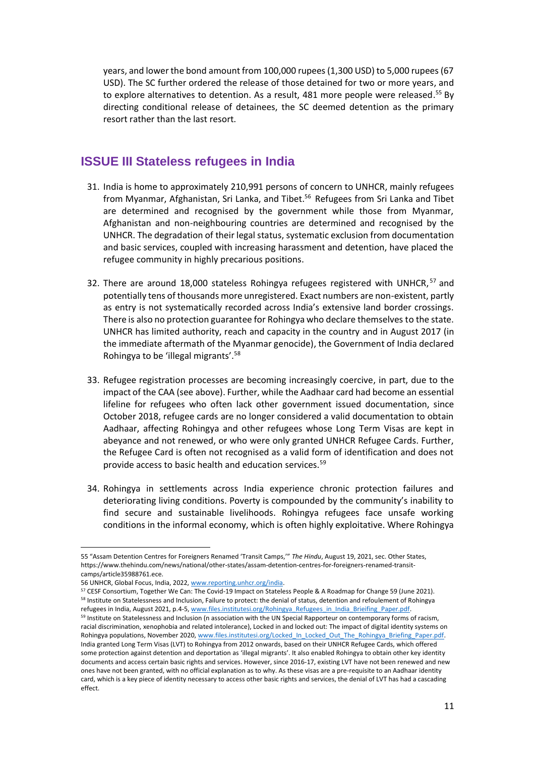years, and lower the bond amount from 100,000 rupees (1,300 USD) to 5,000 rupees (67 USD). The SC further ordered the release of those detained for two or more years, and to explore alternatives to detention. As a result, 481 more people were released.[55] By directing conditional release of detainees, the SC deemed detention as the primary resort rather than the last resort.

## ISSUE III Stateless refugees in India

31. India is home to approximately 210,991 persons of concern to UNHCR, mainly refugees from Myanmar, Afghanistan, Sri Lanka, and Tibet.[56] Refugees from Sri Lanka and Tibet are determined and recognised by the government while those from Myanmar, Afghanistan and non-neighbouring countries are determined and recognised by the UNHCR. The degradation of their legal status, systematic exclusion from documentation and basic services, coupled with increasing harassment and detention, have placed the refugee community in highly precarious positions.

32. There are around 18,000 stateless Rohingya refugees registered with UNHCR,[57] and potentially tens of thousands more unregistered. Exact numbers are non-existent, partly as entry is not systematically recorded across India's extensive land border crossings. There is also no protection guarantee for Rohingya who declare themselves to the state. UNHCR has limited authority, reach and capacity in the country and in August 2017 (in the immediate aftermath of the Myanmar genocide), the Government of India declared Rohingya to be 'illegal migrants'.[58]

33. Refugee registration processes are becoming increasingly coercive, in part, due to the impact of the CAA (see above). Further, while the Aadhaar card had become an essential lifeline for refugees who often lack other government issued documentation, since October 2018, refugee cards are no longer considered a valid documentation to obtain Aadhaar, affecting Rohingya and other refugees whose Long Term Visas are kept in abeyance and not renewed, or who were only granted UNHCR Refugee Cards. Further, the Refugee Card is often not recognised as a valid form of identification and does not provide access to basic health and education services.[59]

34. Rohingya in settlements across India experience chronic protection failures and deteriorating living conditions. Poverty is compounded by the community's inability to find secure and sustainable livelihoods. Rohingya refugees face unsafe working conditions in the informal economy, which is often highly exploitative. Where Rohingya

---

55 "Assam Detention Centres for Foreigners Renamed 'Transit Camps,'" *The Hindu*, August 19, 2021, sec. Other States, https://www.thehindu.com/news/national/other-states/assam-detention-centres-for-foreigners-renamed-transit-camps/article35988761.ece.

56 UNHCR, Global Focus, India, 2022, www.reporting.unhcr.org/india.

57 CESF Consortium, Together We Can: The Covid-19 Impact on Stateless People & A Roadmap for Change 59 (June 2021).

58 Institute on Statelessness and Inclusion, Failure to protect: the denial of status, detention and refoulement of Rohingya refugees in India, August 2021, p.4-5, www.files.institutesi.org/Rohingya_Refugees_in_India_Brieifing_Paper.pdf.

59 Institute on Statelessness and Inclusion (n association with the UN Special Rapporteur on contemporary forms of racism, racial discrimination, xenophobia and related intolerance), Locked in and locked out: The impact of digital identity systems on Rohingya populations, November 2020, www.files.institutesi.org/Locked_In_Locked_Out_The_Rohingya_Briefing_Paper.pdf. India granted Long Term Visas (LVT) to Rohingya from 2012 onwards, based on their UNHCR Refugee Cards, which offered some protection against detention and deportation as 'illegal migrants'. It also enabled Rohingya to obtain other key identity documents and access certain basic rights and services. However, since 2016-17, existing LVT have not been renewed and new ones have not been granted, with no official explanation as to why. As these visas are a pre-requisite to an Aadhaar identity card, which is a key piece of identity necessary to access other basic rights and services, the denial of LVT has had a cascading effect.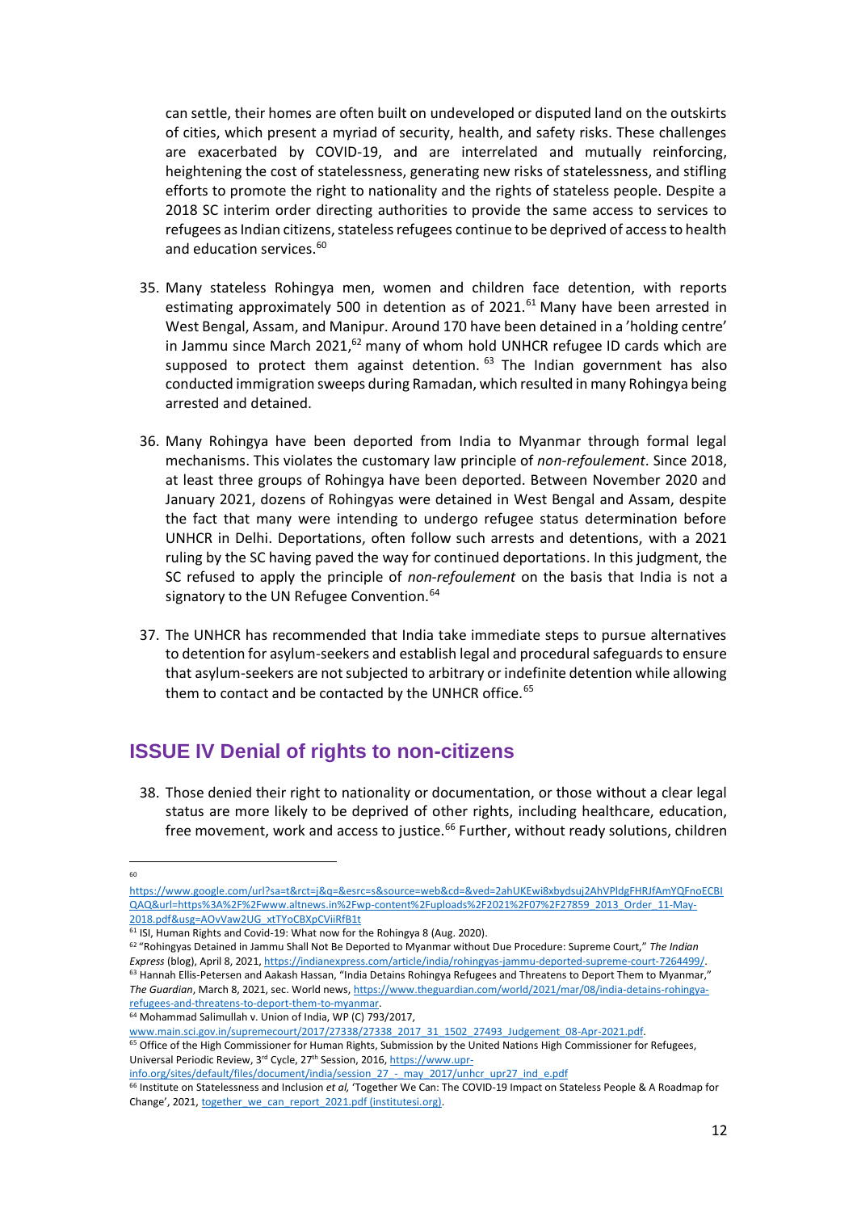can settle, their homes are often built on undeveloped or disputed land on the outskirts of cities, which present a myriad of security, health, and safety risks. These challenges are exacerbated by COVID-19, and are interrelated and mutually reinforcing, heightening the cost of statelessness, generating new risks of statelessness, and stifling efforts to promote the right to nationality and the rights of stateless people. Despite a 2018 SC interim order directing authorities to provide the same access to services to refugees as Indian citizens, stateless refugees continue to be deprived of access to health and education services.[60]

35. Many stateless Rohingya men, women and children face detention, with reports estimating approximately 500 in detention as of 2021.[61] Many have been arrested in West Bengal, Assam, and Manipur. Around 170 have been detained in a 'holding centre' in Jammu since March 2021,[62] many of whom hold UNHCR refugee ID cards which are supposed to protect them against detention.[63] The Indian government has also conducted immigration sweeps during Ramadan, which resulted in many Rohingya being arrested and detained.

36. Many Rohingya have been deported from India to Myanmar through formal legal mechanisms. This violates the customary law principle of *non-refoulement*. Since 2018, at least three groups of Rohingya have been deported. Between November 2020 and January 2021, dozens of Rohingyas were detained in West Bengal and Assam, despite the fact that many were intending to undergo refugee status determination before UNHCR in Delhi. Deportations, often follow such arrests and detentions, with a 2021 ruling by the SC having paved the way for continued deportations. In this judgment, the SC refused to apply the principle of *non-refoulement* on the basis that India is not a signatory to the UN Refugee Convention.[64]

37. The UNHCR has recommended that India take immediate steps to pursue alternatives to detention for asylum-seekers and establish legal and procedural safeguards to ensure that asylum-seekers are not subjected to arbitrary or indefinite detention while allowing them to contact and be contacted by the UNHCR office.[65]

## ISSUE IV Denial of rights to non-citizens

38. Those denied their right to nationality or documentation, or those without a clear legal status are more likely to be deprived of other rights, including healthcare, education, free movement, work and access to justice.[66] Further, without ready solutions, children

---

[60] https://www.google.com/url?sa=t&rct=j&q=&esrc=s&source=web&cd=&ved=2ahUKEwi8xbydsuj2AhVPldgFHRJfAmYQFnoECBIQAQ&url=https%3A%2F%2Fwww.altnews.in%2Fwp-content%2Fuploads%2F2021%2F07%2F27859_2013_Order_11-May-2018.pdf&usg=AOvVaw2UG_xtTYoCBXpCViiRfB1t

[61] ISI, Human Rights and Covid-19: What now for the Rohingya 8 (Aug. 2020).

[62] "Rohingyas Detained in Jammu Shall Not Be Deported to Myanmar without Due Procedure: Supreme Court," *The Indian Express* (blog), April 8, 2021, https://indianexpress.com/article/india/rohingyas-jammu-deported-supreme-court-7264499/.

[63] Hannah Ellis-Petersen and Aakash Hassan, "India Detains Rohingya Refugees and Threatens to Deport Them to Myanmar," *The Guardian*, March 8, 2021, sec. World news, https://www.theguardian.com/world/2021/mar/08/india-detains-rohingya-refugees-and-threatens-to-deport-them-to-myanmar.

[64] Mohammad Salimullah v. Union of India, WP (C) 793/2017, www.main.sci.gov.in/supremecourt/2017/27338/27338_2017_31_1502_27493_Judgement_08-Apr-2021.pdf.

[65] Office of the High Commissioner for Human Rights, Submission by the United Nations High Commissioner for Refugees, Universal Periodic Review, 3rd Cycle, 27th Session, 2016, https://www.upr-info.org/sites/default/files/document/india/session_27_-_may_2017/unhcr_upr27_ind_e.pdf

[66] Institute on Statelessness and Inclusion *et al,* 'Together We Can: The COVID-19 Impact on Stateless People & A Roadmap for Change', 2021, together_we_can_report_2021.pdf (institutesi.org).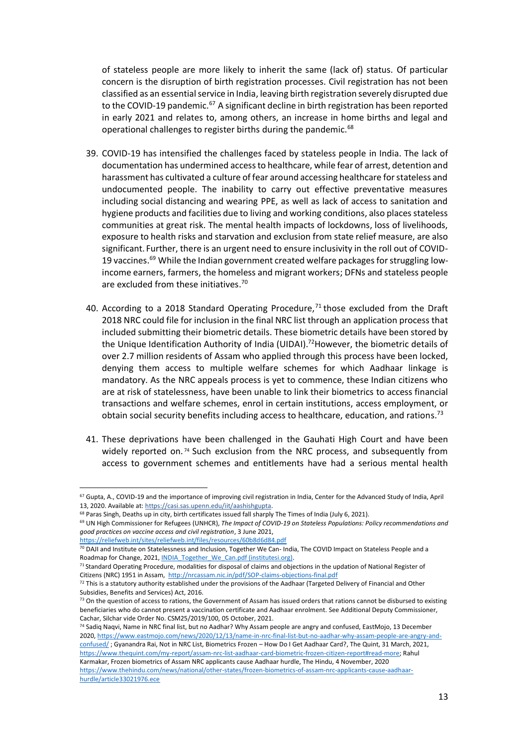of stateless people are more likely to inherit the same (lack of) status. Of particular concern is the disruption of birth registration processes. Civil registration has not been classified as an essential service in India, leaving birth registration severely disrupted due to the COVID-19 pandemic.[67] A significant decline in birth registration has been reported in early 2021 and relates to, among others, an increase in home births and legal and operational challenges to register births during the pandemic.[68]

39. COVID-19 has intensified the challenges faced by stateless people in India. The lack of documentation has undermined access to healthcare, while fear of arrest, detention and harassment has cultivated a culture of fear around accessing healthcare for stateless and undocumented people. The inability to carry out effective preventative measures including social distancing and wearing PPE, as well as lack of access to sanitation and hygiene products and facilities due to living and working conditions, also places stateless communities at great risk. The mental health impacts of lockdowns, loss of livelihoods, exposure to health risks and starvation and exclusion from state relief measure, are also significant. Further, there is an urgent need to ensure inclusivity in the roll out of COVID-19 vaccines.[69] While the Indian government created welfare packages for struggling low-income earners, farmers, the homeless and migrant workers; DFNs and stateless people are excluded from these initiatives.[70]

40. According to a 2018 Standard Operating Procedure,[71] those excluded from the Draft 2018 NRC could file for inclusion in the final NRC list through an application process that included submitting their biometric details. These biometric details have been stored by the Unique Identification Authority of India (UIDAI).[72]However, the biometric details of over 2.7 million residents of Assam who applied through this process have been locked, denying them access to multiple welfare schemes for which Aadhaar linkage is mandatory. As the NRC appeals process is yet to commence, these Indian citizens who are at risk of statelessness, have been unable to link their biometrics to access financial transactions and welfare schemes, enrol in certain institutions, access employment, or obtain social security benefits including access to healthcare, education, and rations.[73]

41. These deprivations have been challenged in the Gauhati High Court and have been widely reported on.[74] Such exclusion from the NRC process, and subsequently from access to government schemes and entitlements have had a serious mental health

---

[67] Gupta, A., COVID-19 and the importance of improving civil registration in India, Center for the Advanced Study of India, April 13, 2020. Available at: https://casi.sas.upenn.edu/iit/aashishgupta.

[68] Paras Singh, Deaths up in city, birth certificates issued fall sharply The Times of India (July 6, 2021).

[69] UN High Commissioner for Refugees (UNHCR), *The Impact of COVID-19 on Stateless Populations: Policy recommendations and good practices on vaccine access and civil registration*, 3 June 2021, https://reliefweb.int/sites/reliefweb.int/files/resources/60b8d6d84.pdf

[70] DAJI and Institute on Statelessness and Inclusion, Together We Can- India, The COVID Impact on Stateless People and a Roadmap for Change, 2021, INDIA_Together_We_Can.pdf (institutesi.org).

[71] Standard Operating Procedure, modalities for disposal of claims and objections in the updation of National Register of Citizens (NRC) 1951 in Assam, http://nrcassam.nic.in/pdf/SOP-claims-objections-final.pdf

[72] This is a statutory authority established under the provisions of the Aadhaar (Targeted Delivery of Financial and Other Subsidies, Benefits and Services) Act, 2016.

[73] On the question of access to rations, the Government of Assam has issued orders that rations cannot be disbursed to existing beneficiaries who do cannot present a vaccination certificate and Aadhaar enrolment. See Additional Deputy Commissioner, Cachar, Silchar vide Order No. CSM25/2019/100, 05 October, 2021.

[74] Sadiq Naqvi, Name in NRC final list, but no Aadhar? Why Assam people are angry and confused, EastMojo, 13 December 2020, https://www.eastmojo.com/news/2020/12/13/name-in-nrc-final-list-but-no-aadhar-why-assam-people-are-angry-and-confused/ ; Gyanandra Rai, Not in NRC List, Biometrics Frozen – How Do I Get Aadhaar Card?, The Quint, 31 March, 2021, https://www.thequint.com/my-report/assam-nrc-list-aadhaar-card-biometric-frozen-citizen-report#read-more; Rahul Karmakar, Frozen biometrics of Assam NRC applicants cause Aadhaar hurdle, The Hindu, 4 November, 2020 https://www.thehindu.com/news/national/other-states/frozen-biometrics-of-assam-nrc-applicants-cause-aadhaar-hurdle/article33021976.ece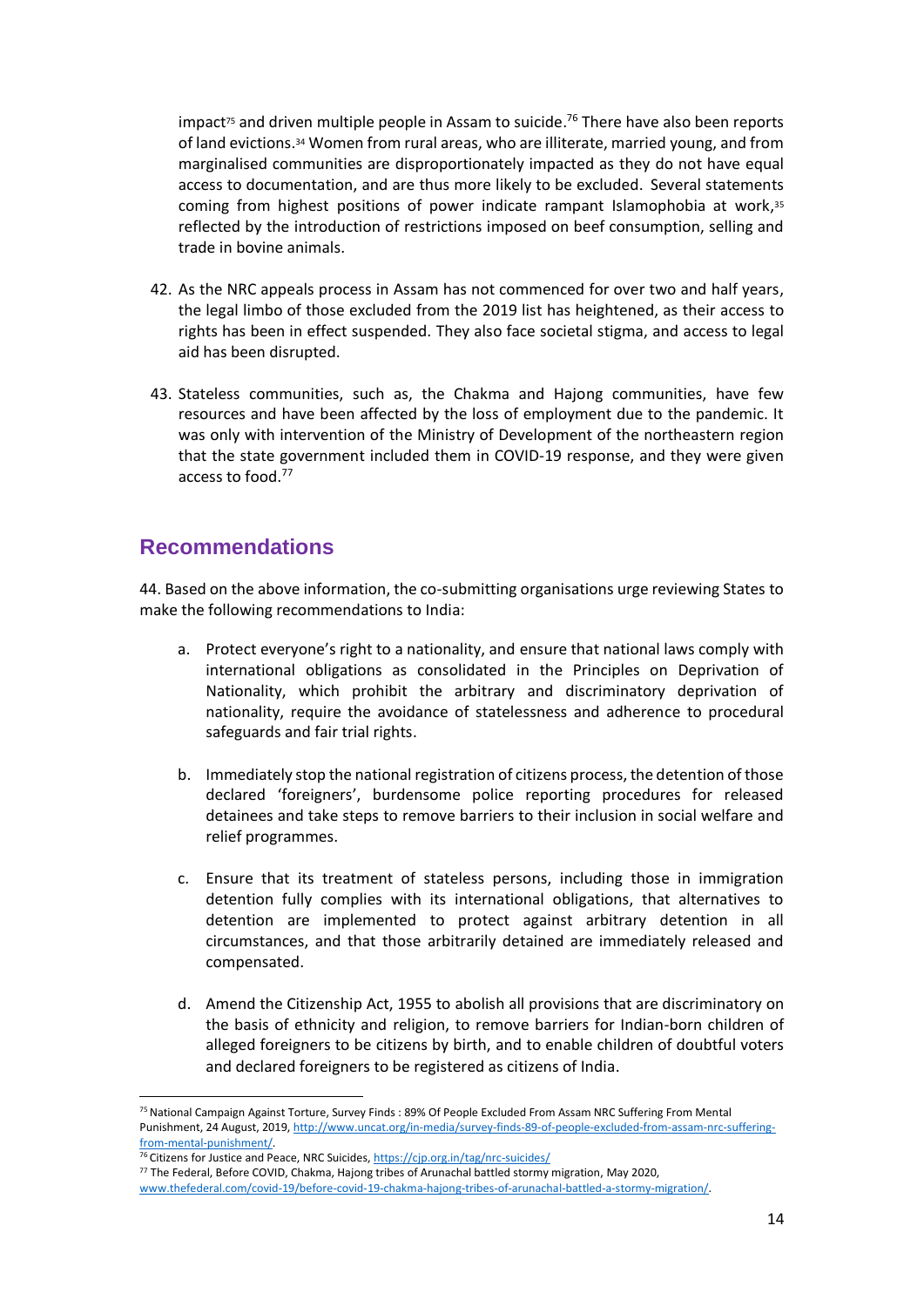impact[75] and driven multiple people in Assam to suicide.[76] There have also been reports of land evictions.[34] Women from rural areas, who are illiterate, married young, and from marginalised communities are disproportionately impacted as they do not have equal access to documentation, and are thus more likely to be excluded. Several statements coming from highest positions of power indicate rampant Islamophobia at work,[35] reflected by the introduction of restrictions imposed on beef consumption, selling and trade in bovine animals.

42. As the NRC appeals process in Assam has not commenced for over two and half years, the legal limbo of those excluded from the 2019 list has heightened, as their access to rights has been in effect suspended. They also face societal stigma, and access to legal aid has been disrupted.

43. Stateless communities, such as, the Chakma and Hajong communities, have few resources and have been affected by the loss of employment due to the pandemic. It was only with intervention of the Ministry of Development of the northeastern region that the state government included them in COVID-19 response, and they were given access to food.[77]

## Recommendations

44. Based on the above information, the co-submitting organisations urge reviewing States to make the following recommendations to India:

a. Protect everyone's right to a nationality, and ensure that national laws comply with international obligations as consolidated in the Principles on Deprivation of Nationality, which prohibit the arbitrary and discriminatory deprivation of nationality, require the avoidance of statelessness and adherence to procedural safeguards and fair trial rights.

b. Immediately stop the national registration of citizens process, the detention of those declared 'foreigners', burdensome police reporting procedures for released detainees and take steps to remove barriers to their inclusion in social welfare and relief programmes.

c. Ensure that its treatment of stateless persons, including those in immigration detention fully complies with its international obligations, that alternatives to detention are implemented to protect against arbitrary detention in all circumstances, and that those arbitrarily detained are immediately released and compensated.

d. Amend the Citizenship Act, 1955 to abolish all provisions that are discriminatory on the basis of ethnicity and religion, to remove barriers for Indian-born children of alleged foreigners to be citizens by birth, and to enable children of doubtful voters and declared foreigners to be registered as citizens of India.

---

[75] National Campaign Against Torture, Survey Finds : 89% Of People Excluded From Assam NRC Suffering From Mental Punishment, 24 August, 2019, http://www.uncat.org/in-media/survey-finds-89-of-people-excluded-from-assam-nrc-suffering-from-mental-punishment/.

[76] Citizens for Justice and Peace, NRC Suicides, https://cjp.org.in/tag/nrc-suicides/

[77] The Federal, Before COVID, Chakma, Hajong tribes of Arunachal battled stormy migration, May 2020, www.thefederal.com/covid-19/before-covid-19-chakma-hajong-tribes-of-arunachal-battled-a-stormy-migration/.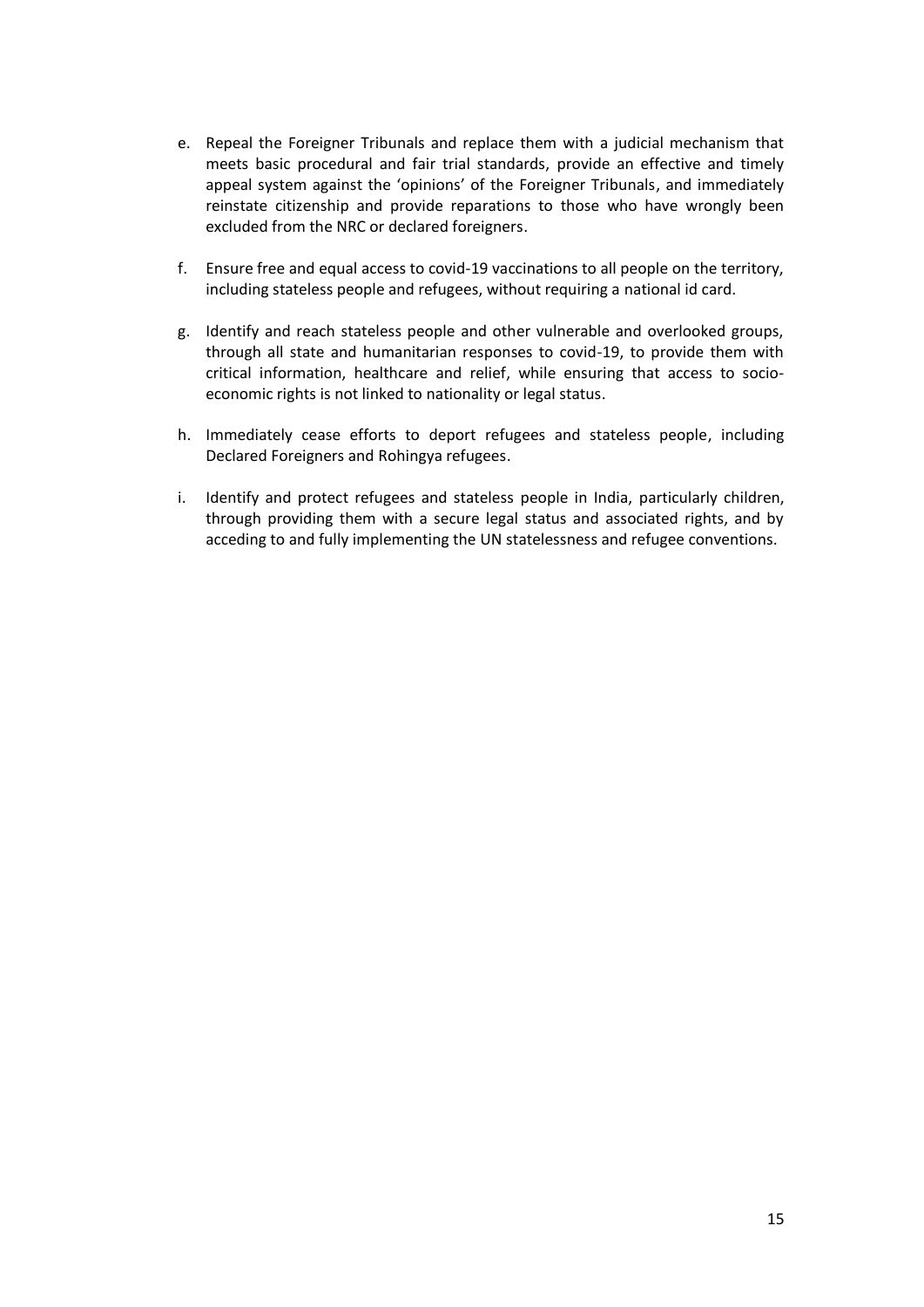e. Repeal the Foreigner Tribunals and replace them with a judicial mechanism that meets basic procedural and fair trial standards, provide an effective and timely appeal system against the 'opinions' of the Foreigner Tribunals, and immediately reinstate citizenship and provide reparations to those who have wrongly been excluded from the NRC or declared foreigners.

f. Ensure free and equal access to covid-19 vaccinations to all people on the territory, including stateless people and refugees, without requiring a national id card.

g. Identify and reach stateless people and other vulnerable and overlooked groups, through all state and humanitarian responses to covid-19, to provide them with critical information, healthcare and relief, while ensuring that access to socio-economic rights is not linked to nationality or legal status.

h. Immediately cease efforts to deport refugees and stateless people, including Declared Foreigners and Rohingya refugees.

i. Identify and protect refugees and stateless people in India, particularly children, through providing them with a secure legal status and associated rights, and by acceding to and fully implementing the UN statelessness and refugee conventions.